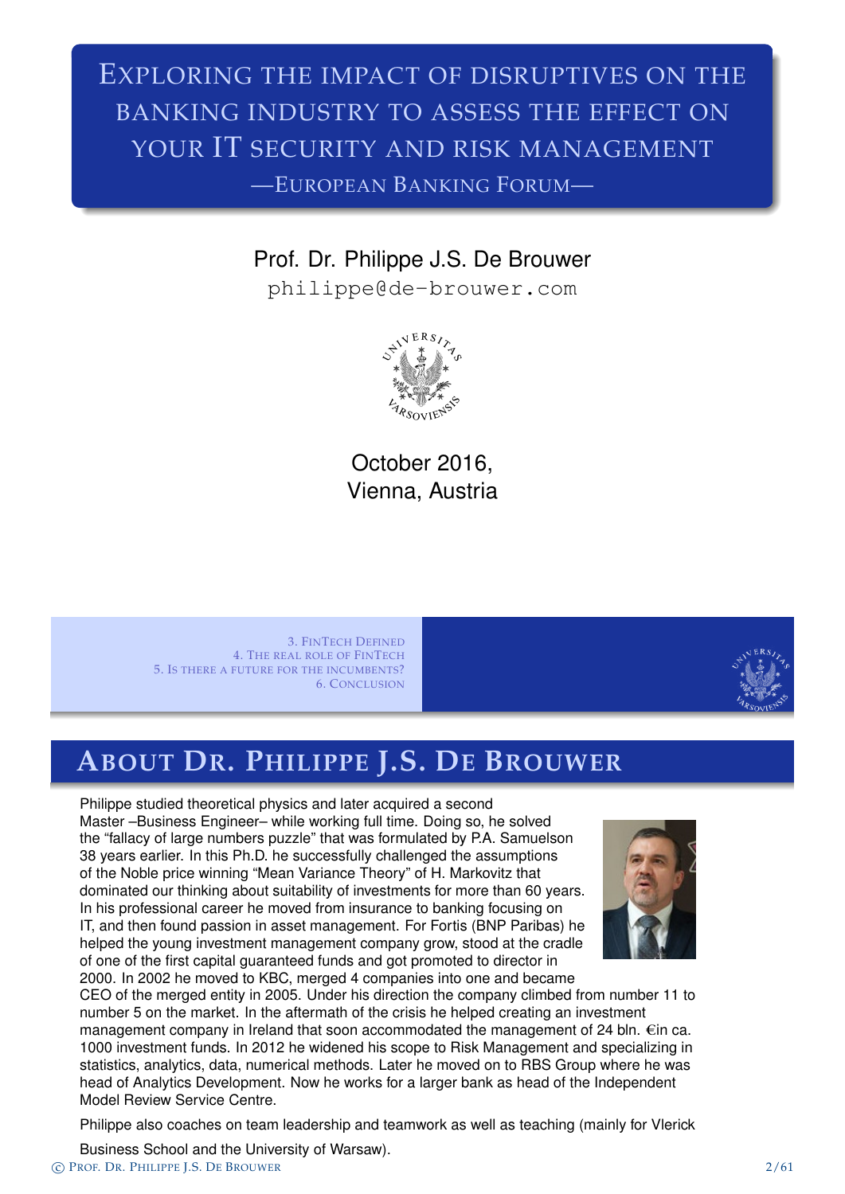# Exploring the impact of disruptives on the banking industry to assess the effect on your IT security and risk management

—European Banking Forum—

Prof. Dr. Philippe J.S. De Brouwer

philippe@de-brouwer.com

October 2016,
Vienna, Austria

3. FinTech Defined
4. The real role of FinTech
5. Is there a future for the incumbents?
6. Conclusion

## About Dr. Philippe J.S. De Brouwer

Philippe studied theoretical physics and later acquired a second Master –Business Engineer– while working full time. Doing so, he solved the "fallacy of large numbers puzzle" that was formulated by P.A. Samuelson 38 years earlier. In this Ph.D. he successfully challenged the assumptions of the Noble price winning "Mean Variance Theory" of H. Markovitz that dominated our thinking about suitability of investments for more than 60 years. In his professional career he moved from insurance to banking focusing on IT, and then found passion in asset management. For Fortis (BNP Paribas) he helped the young investment management company grow, stood at the cradle of one of the first capital guaranteed funds and got promoted to director in 2000. In 2002 he moved to KBC, merged 4 companies into one and became CEO of the merged entity in 2005. Under his direction the company climbed from number 11 to number 5 on the market. In the aftermath of the crisis he helped creating an investment management company in Ireland that soon accommodated the management of 24 bln. €in ca. 1000 investment funds. In 2012 he widened his scope to Risk Management and specializing in statistics, analytics, data, numerical methods. Later he moved on to RBS Group where he was head of Analytics Development. Now he works for a larger bank as head of the Independent Model Review Service Centre.

Philippe also coaches on team leadership and teamwork as well as teaching (mainly for Vlerick Business School and the University of Warsaw).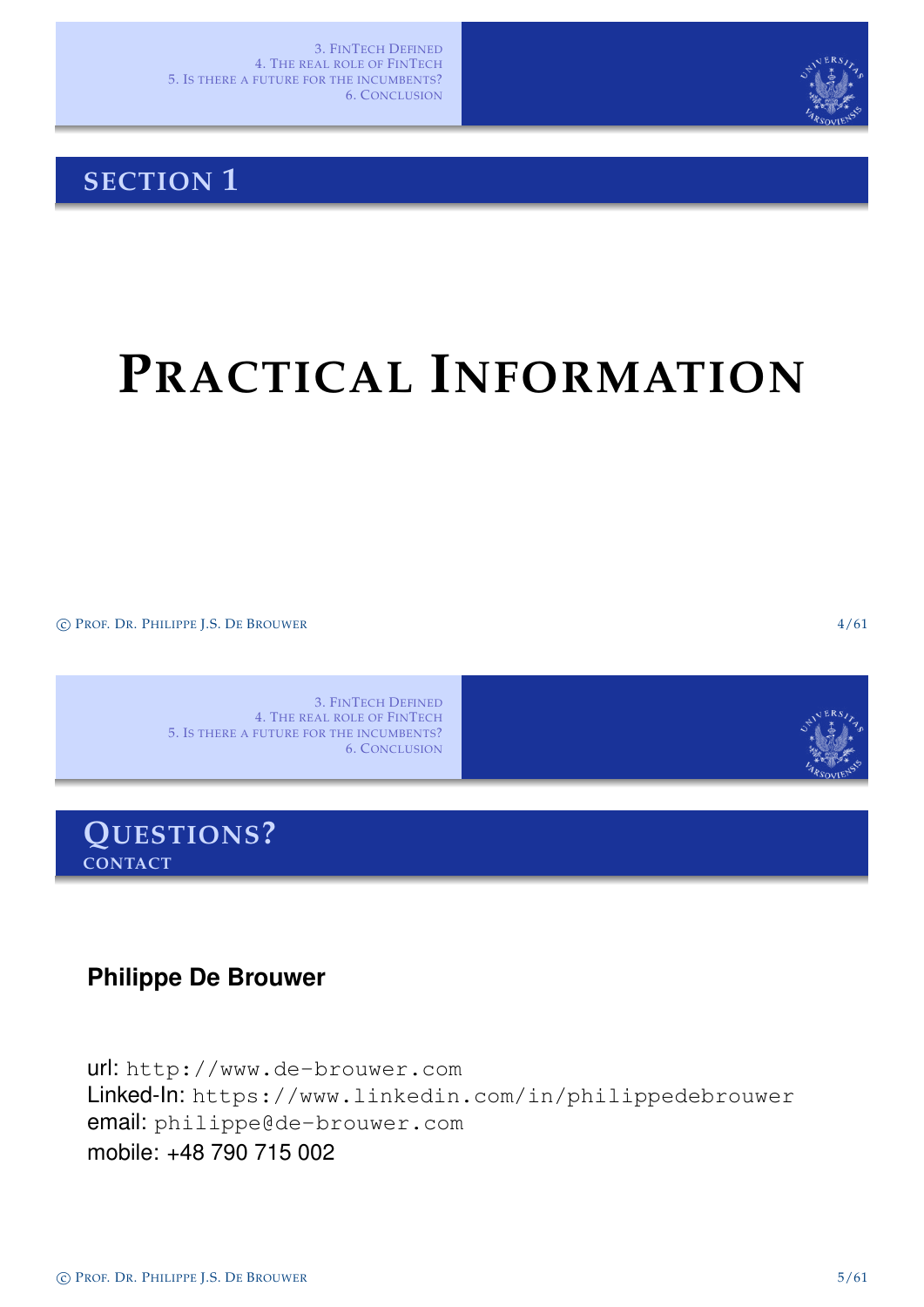## Section 1

# Practical Information

## Questions?

### Contact

**Philippe De Brouwer**

url: `http://www.de-brouwer.com`
Linked-In: `https://www.linkedin.com/in/philippedebrouwer`
email: `philippe@de-brouwer.com`
mobile: +48 790 715 002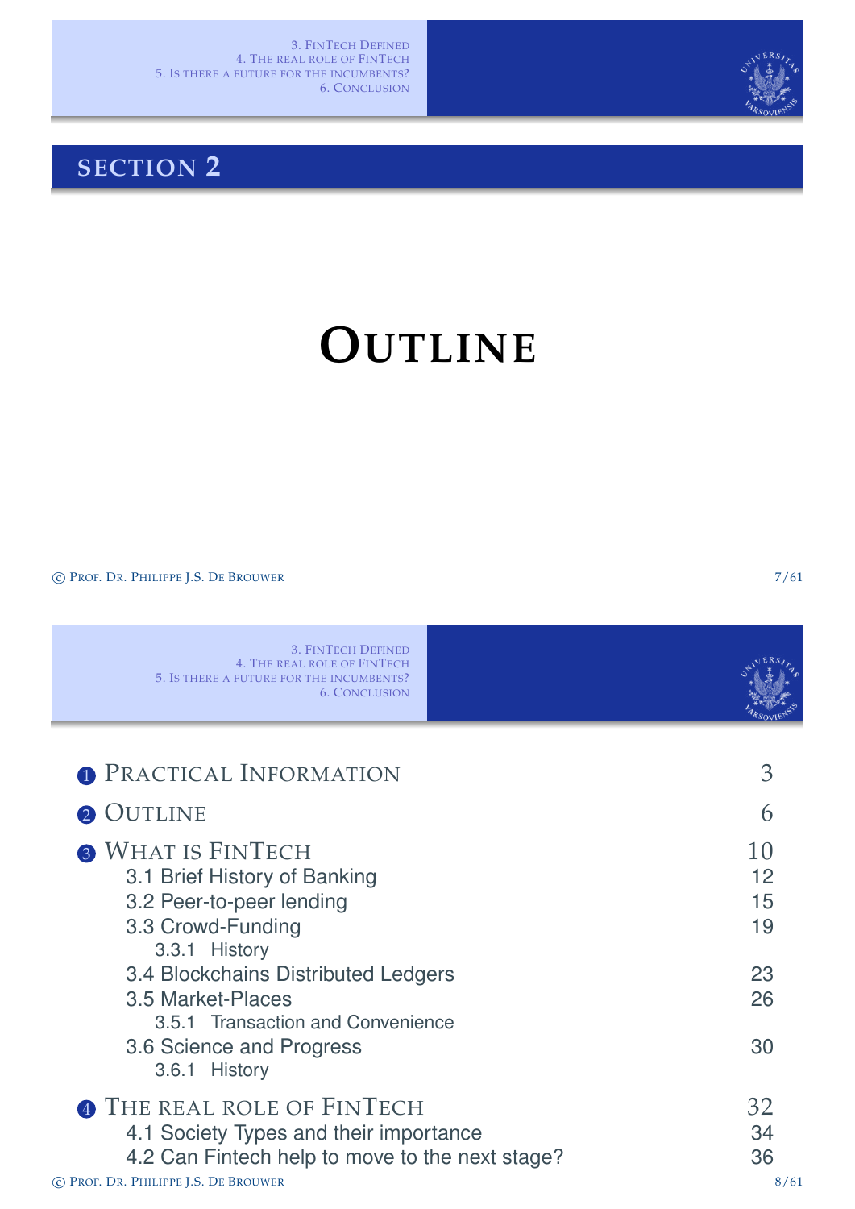## SECTION 2

# OUTLINE

| | |
|---|---|
| 1 PRACTICAL INFORMATION | 3 |
| 2 OUTLINE | 6 |
| 3 WHAT IS FINTECH | 10 |
| 3.1 Brief History of Banking | 12 |
| 3.2 Peer-to-peer lending | 15 |
| 3.3 Crowd-Funding | 19 |
| 3.3.1 History | |
| 3.4 Blockchains Distributed Ledgers | 23 |
| 3.5 Market-Places | 26 |
| 3.5.1 Transaction and Convenience | |
| 3.6 Science and Progress | 30 |
| 3.6.1 History | |
| 4 THE REAL ROLE OF FINTECH | 32 |
| 4.1 Society Types and their importance | 34 |
| 4.2 Can Fintech help to move to the next stage? | 36 |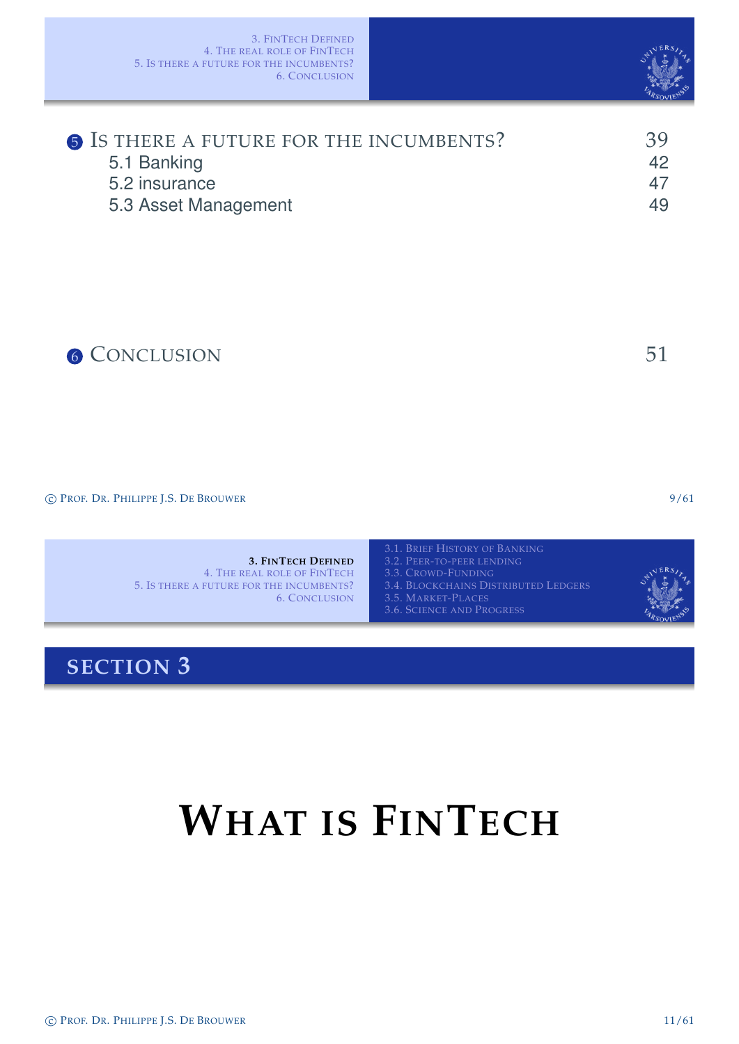5. Is there a future for the incumbents? — 39
- 5.1 Banking — 42
- 5.2 insurance — 47
- 5.3 Asset Management — 49

6. Conclusion — 51

## SECTION 3

# WHAT IS FINTECH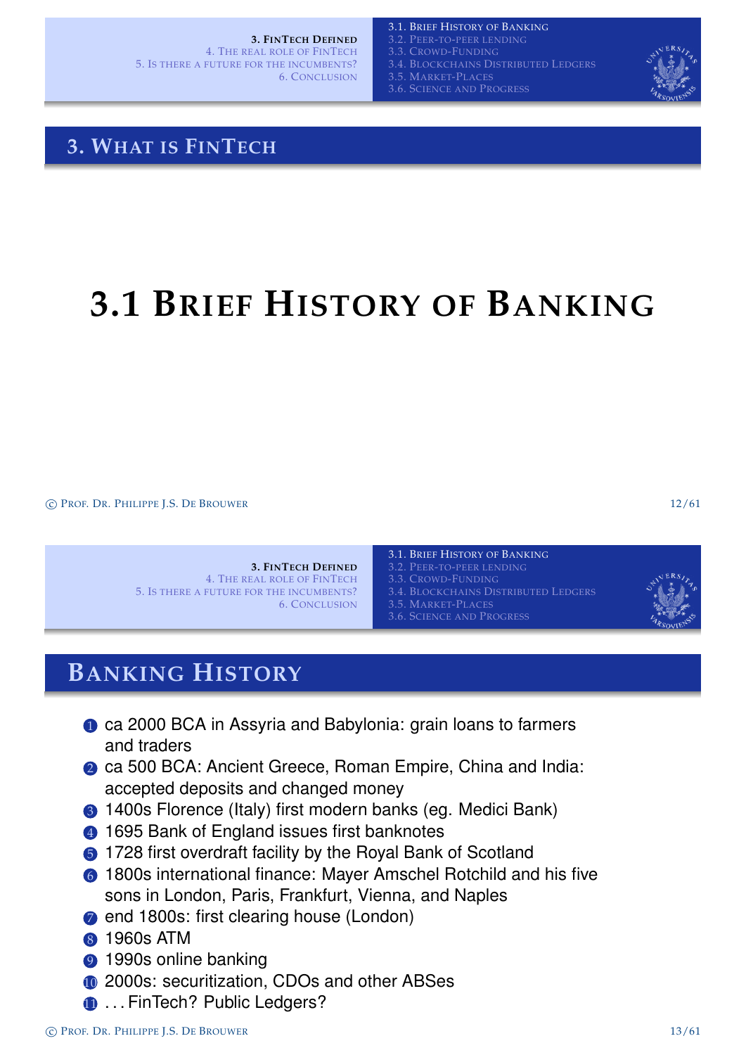## 3. What is FinTech

# 3.1 Brief History of Banking

## Banking History

1. ca 2000 BCA in Assyria and Babylonia: grain loans to farmers and traders
2. ca 500 BCA: Ancient Greece, Roman Empire, China and India: accepted deposits and changed money
3. 1400s Florence (Italy) first modern banks (eg. Medici Bank)
4. 1695 Bank of England issues first banknotes
5. 1728 first overdraft facility by the Royal Bank of Scotland
6. 1800s international finance: Mayer Amschel Rotchild and his five sons in London, Paris, Frankfurt, Vienna, and Naples
7. end 1800s: first clearing house (London)
8. 1960s ATM
9. 1990s online banking
10. 2000s: securitization, CDOs and other ABSes
11. . . . FinTech? Public Ledgers?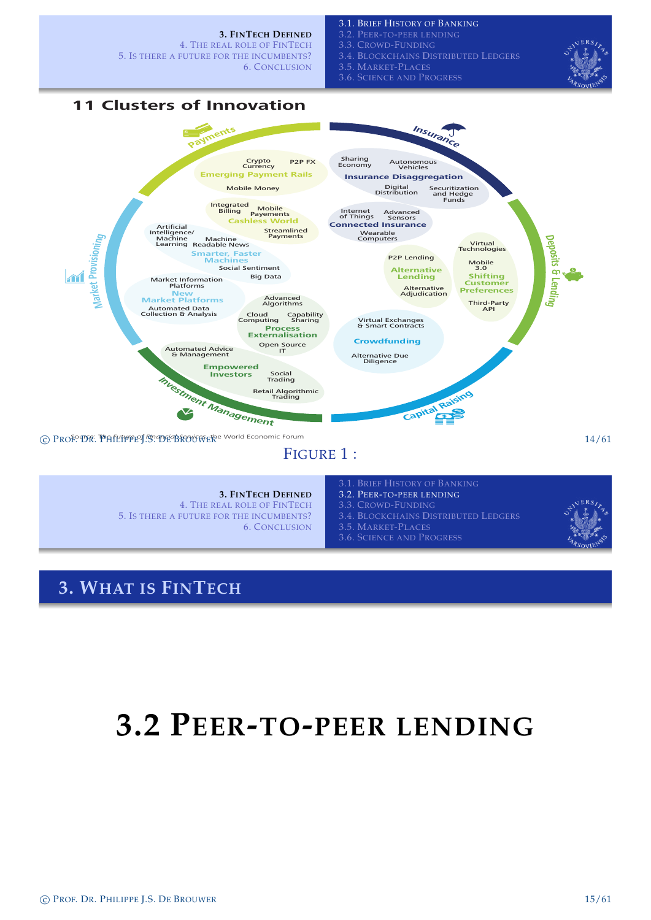## 11 Clusters of Innovation

**Payments**
- Crypto Currency
- P2P FX
- Emerging Payment Rails
- Mobile Money
- Integrated Billing
- Mobile Payments
- Cashless World
- Streamlined Payments

**Insurance**
- Sharing Economy
- Autonomous Vehicles
- Insurance Disaggregation
- Digital Distribution
- Securitization and Hedge Funds
- Internet of Things
- Advanced Sensors
- Connected Insurance
- Wearable Computers

**Deposits & Lending**
- P2P Lending
- Alternative Lending
- Alternative Adjudication
- Virtual Technologies
- Mobile 3.0
- Shifting Customer Preferences
- Third-Party API

**Capital Raising**
- Virtual Exchanges & Smart Contracts
- Crowdfunding
- Alternative Due Diligence

**Investment Management**
- Automated Advice & Management
- Empowered Investors
- Social Trading
- Retail Algorithmic Trading
- Advanced Algorithms
- Cloud Computing
- Capability Sharing
- Process Externalisation
- Open Source IT

**Market Provisioning**
- Artificial Intelligence/ Machine Learning
- Machine Readable News
- Smarter, Faster Machines
- Social Sentiment
- Big Data
- Market Information Platforms
- New Market Platforms
- Automated Data Collection & Analysis

Source: The future of financial services - the World Economic Forum

FIGURE 1 :

# 3. What is FinTech

# 3.2 Peer-to-peer lending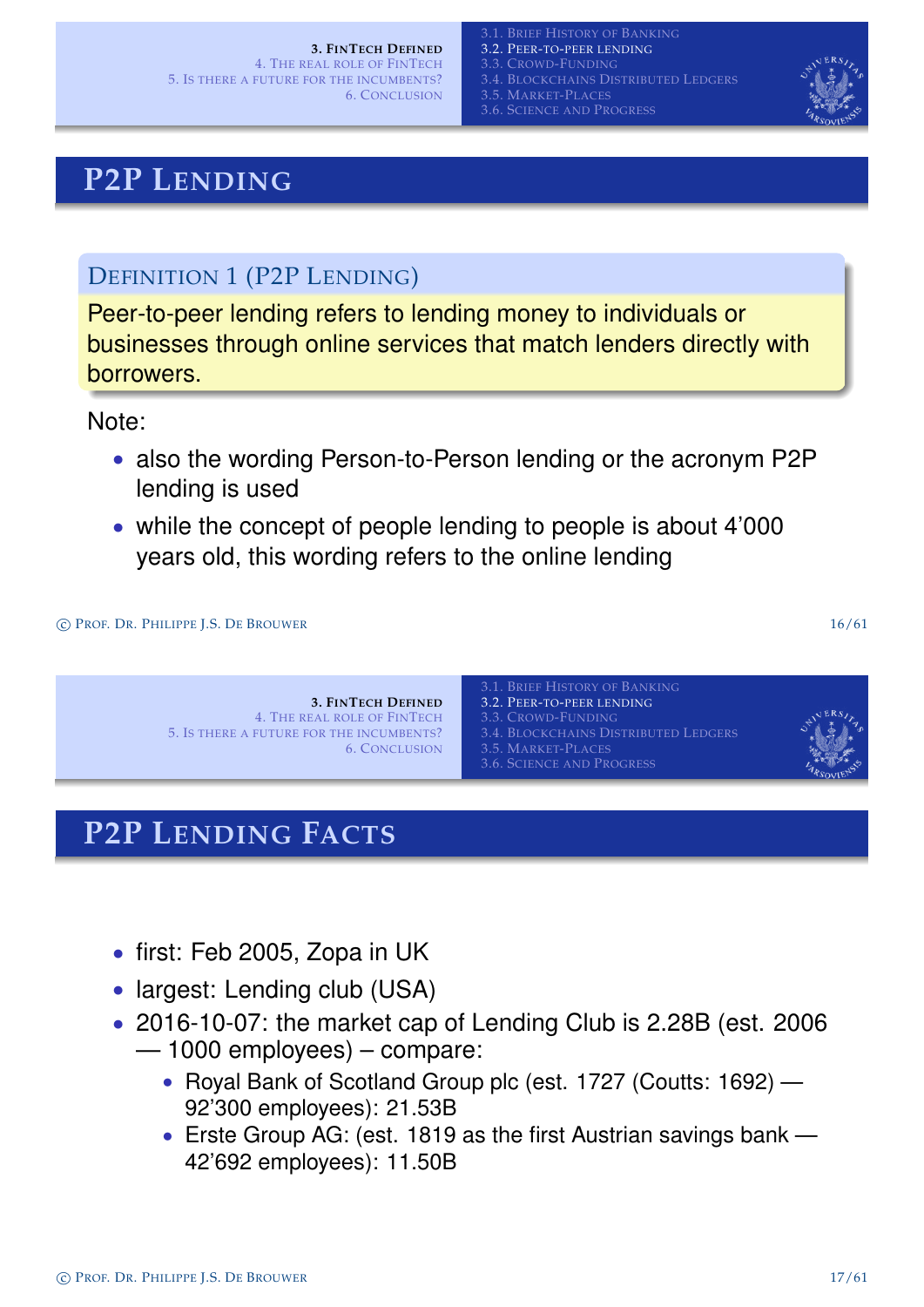## P2P Lending

**Definition 1 (P2P Lending)**

Peer-to-peer lending refers to lending money to individuals or businesses through online services that match lenders directly with borrowers.

Note:

- also the wording Person-to-Person lending or the acronym P2P lending is used
- while the concept of people lending to people is about 4'000 years old, this wording refers to the online lending

## P2P Lending Facts

- first: Feb 2005, Zopa in UK
- largest: Lending club (USA)
- 2016-10-07: the market cap of Lending Club is 2.28B (est. 2006 — 1000 employees) – compare:
  - Royal Bank of Scotland Group plc (est. 1727 (Coutts: 1692) — 92'300 employees): 21.53B
  - Erste Group AG: (est. 1819 as the first Austrian savings bank — 42'692 employees): 11.50B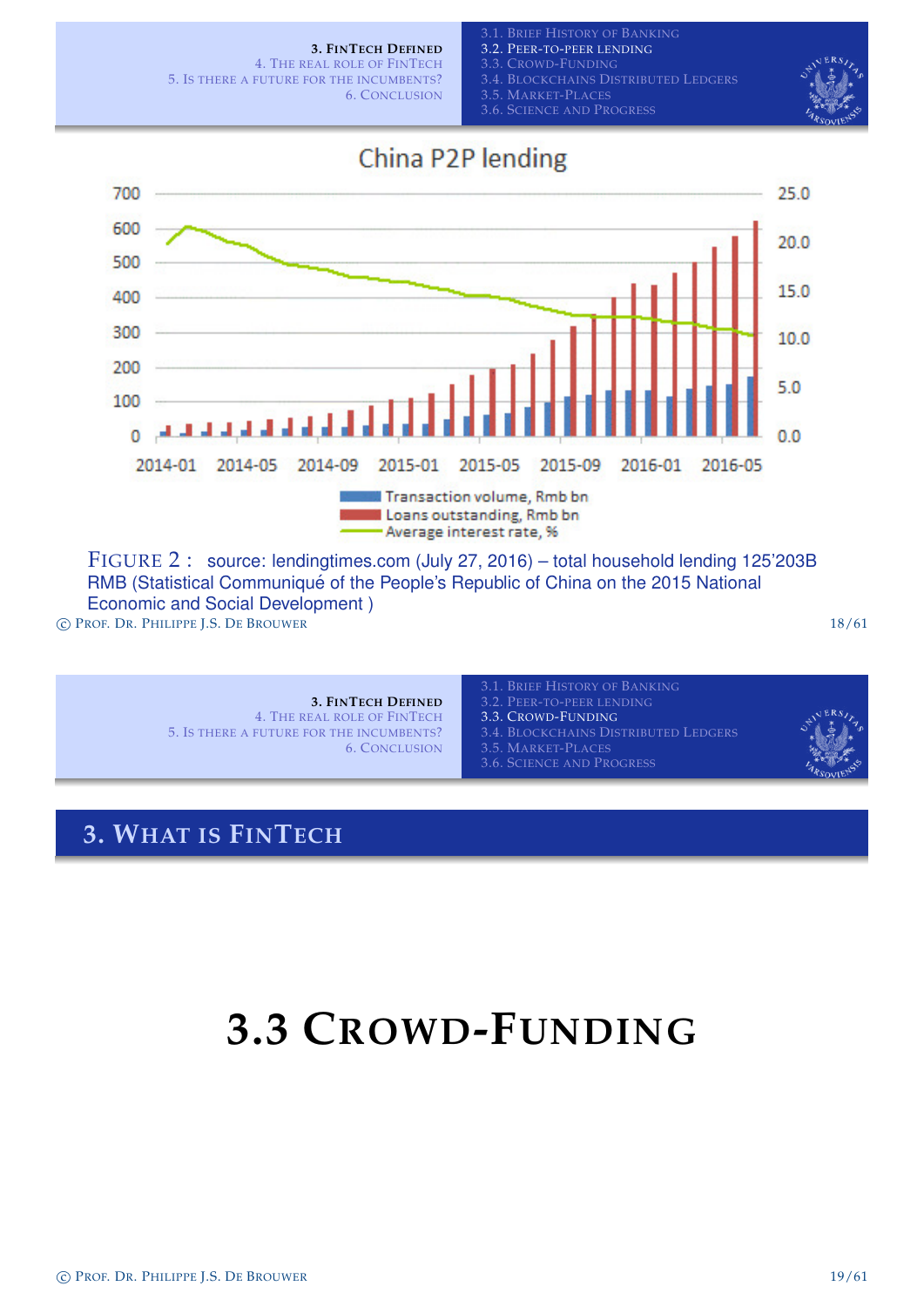China P2P lending

FIGURE 2 : source: lendingtimes.com (July 27, 2016) – total household lending 125'203B RMB (Statistical Communiqué of the People's Republic of China on the 2015 National Economic and Social Development )

## 3. What is FinTech

# 3.3 Crowd-Funding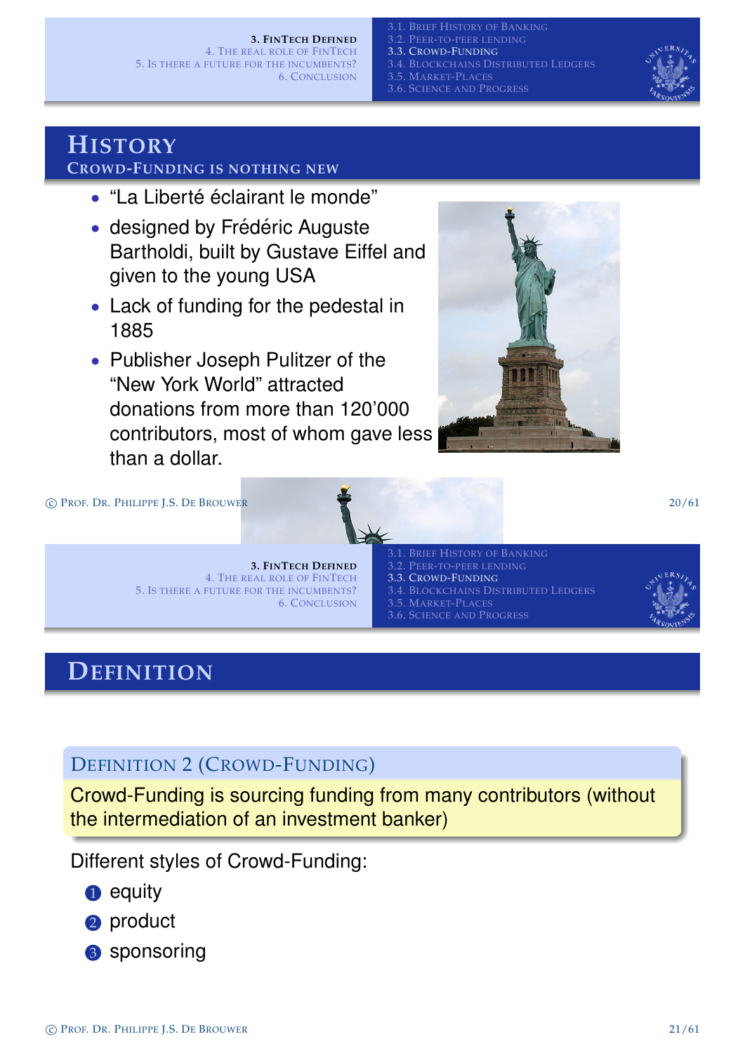## History

### Crowd-Funding is nothing new

- "La Liberté éclairant le monde"
- designed by Frédéric Auguste Bartholdi, built by Gustave Eiffel and given to the young USA
- Lack of funding for the pedestal in 1885
- Publisher Joseph Pulitzer of the "New York World" attracted donations from more than 120'000 contributors, most of whom gave less than a dollar.

## Definition

**Definition 2 (Crowd-Funding)**

Crowd-Funding is sourcing funding from many contributors (without the intermediation of an investment banker)

Different styles of Crowd-Funding:

1. equity
2. product
3. sponsoring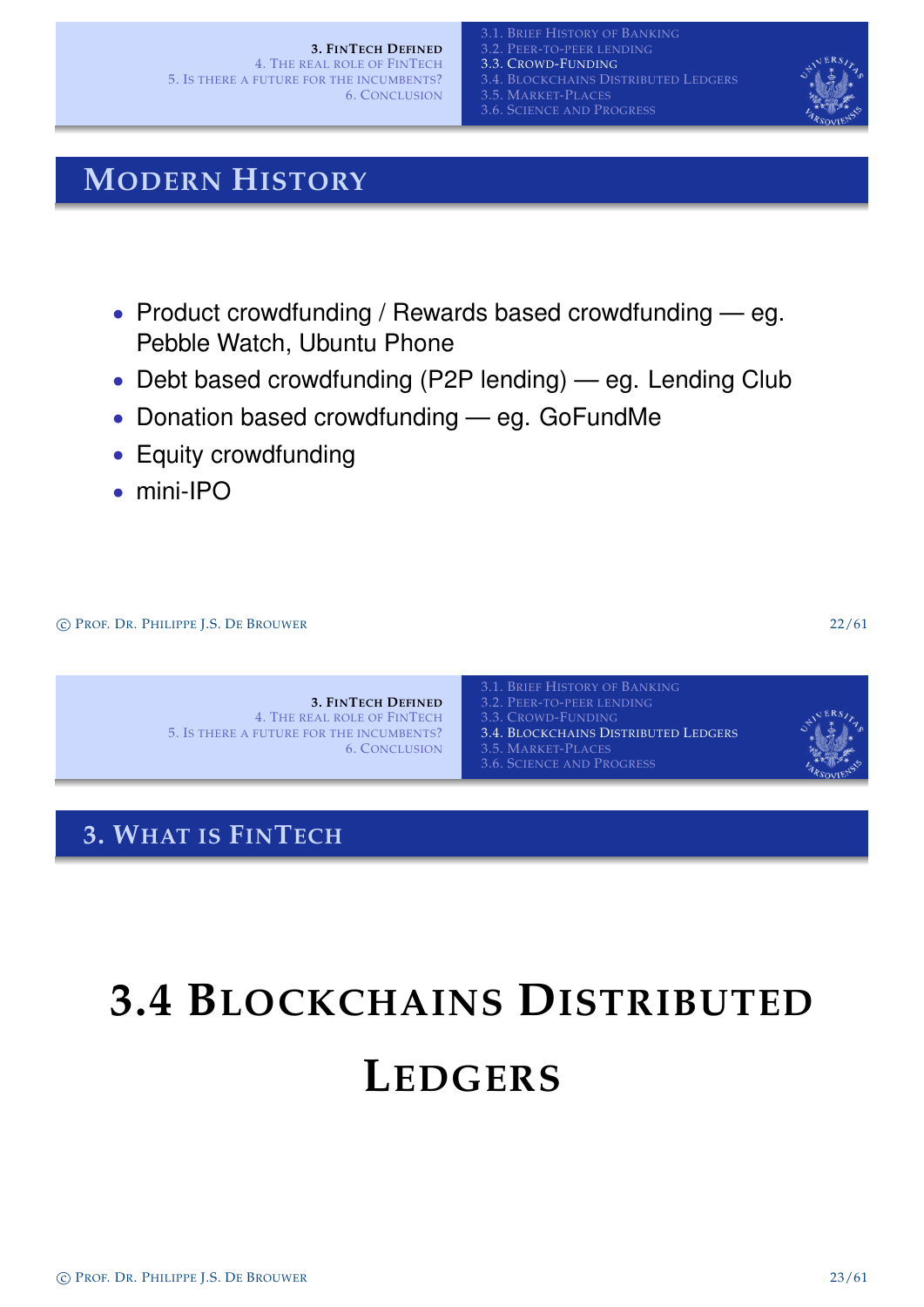## Modern History

- Product crowdfunding / Rewards based crowdfunding — eg. Pebble Watch, Ubuntu Phone
- Debt based crowdfunding (P2P lending) — eg. Lending Club
- Donation based crowdfunding — eg. GoFundMe
- Equity crowdfunding
- mini-IPO

## 3. What is FinTech

# 3.4 Blockchains Distributed Ledgers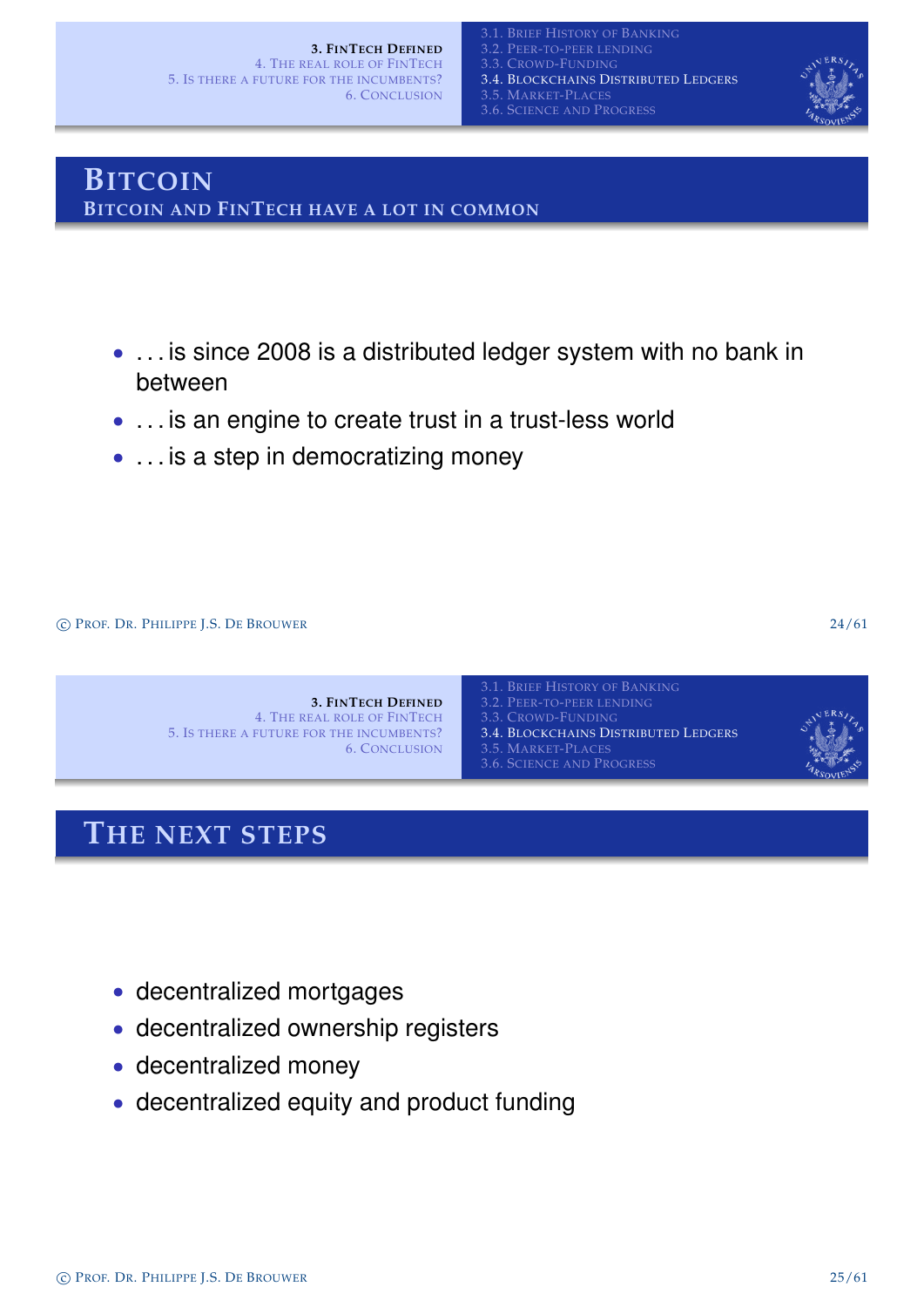## Bitcoin

### Bitcoin and FinTech have a lot in common

- . . . is since 2008 is a distributed ledger system with no bank in between
- . . . is an engine to create trust in a trust-less world
- . . . is a step in democratizing money

## The next steps

- decentralized mortgages
- decentralized ownership registers
- decentralized money
- decentralized equity and product funding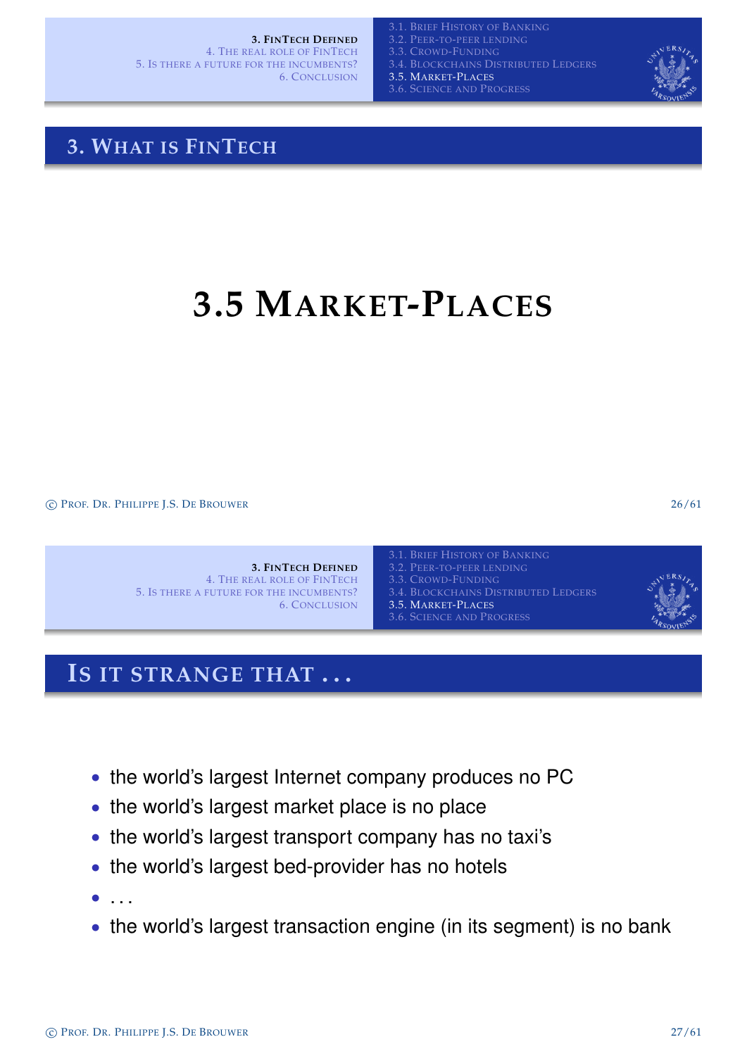## 3. What is FinTech

# 3.5 Market-Places

## Is it strange that . . .

- the world's largest Internet company produces no PC
- the world's largest market place is no place
- the world's largest transport company has no taxi's
- the world's largest bed-provider has no hotels
- . . .
- the world's largest transaction engine (in its segment) is no bank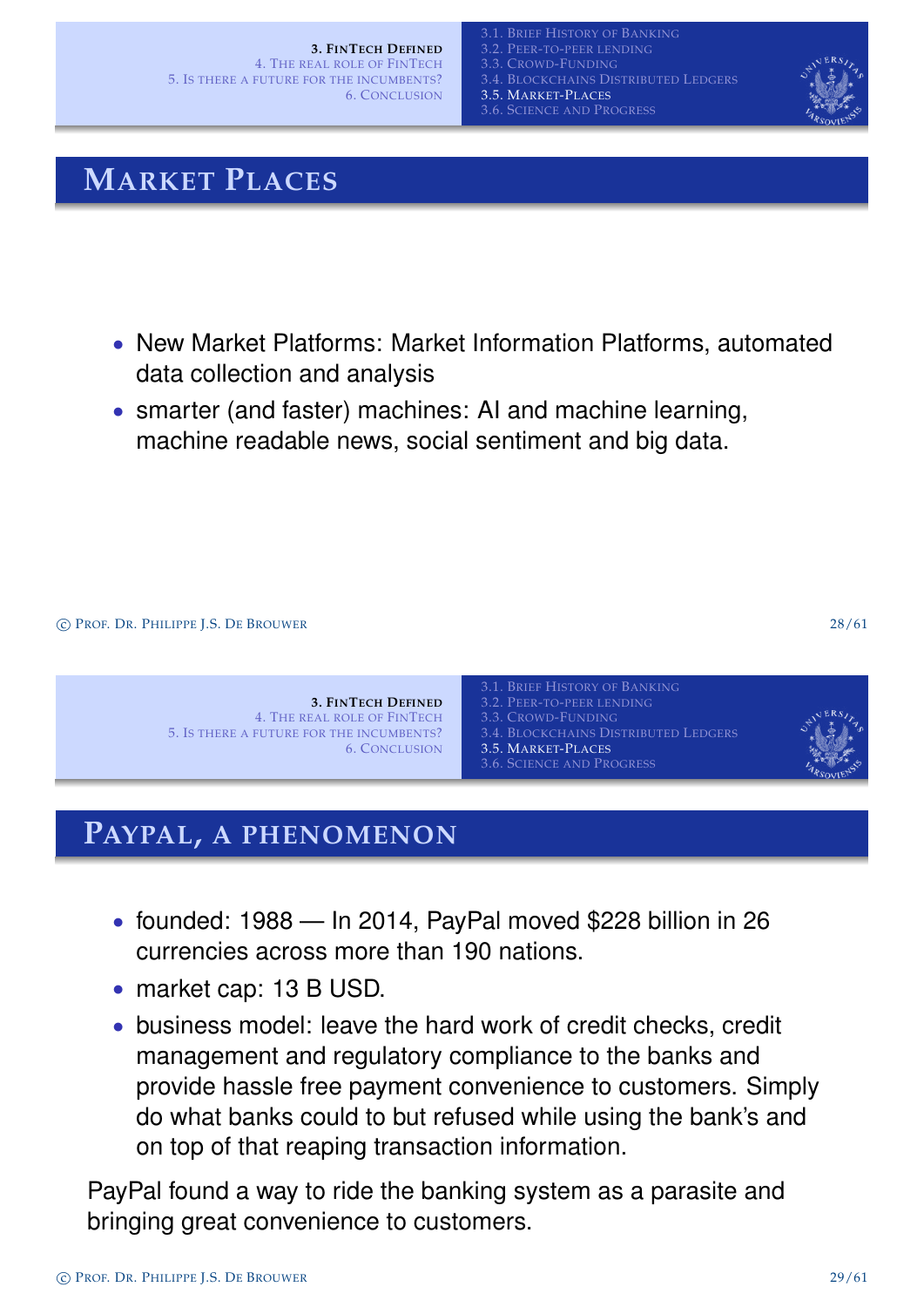## Market Places

- New Market Platforms: Market Information Platforms, automated data collection and analysis
- smarter (and faster) machines: AI and machine learning, machine readable news, social sentiment and big data.

## PayPal, a phenomenon

- founded: 1988 — In 2014, PayPal moved $228 billion in 26 currencies across more than 190 nations.
- market cap: 13 B USD.
- business model: leave the hard work of credit checks, credit management and regulatory compliance to the banks and provide hassle free payment convenience to customers. Simply do what banks could to but refused while using the bank's and on top of that reaping transaction information.

PayPal found a way to ride the banking system as a parasite and bringing great convenience to customers.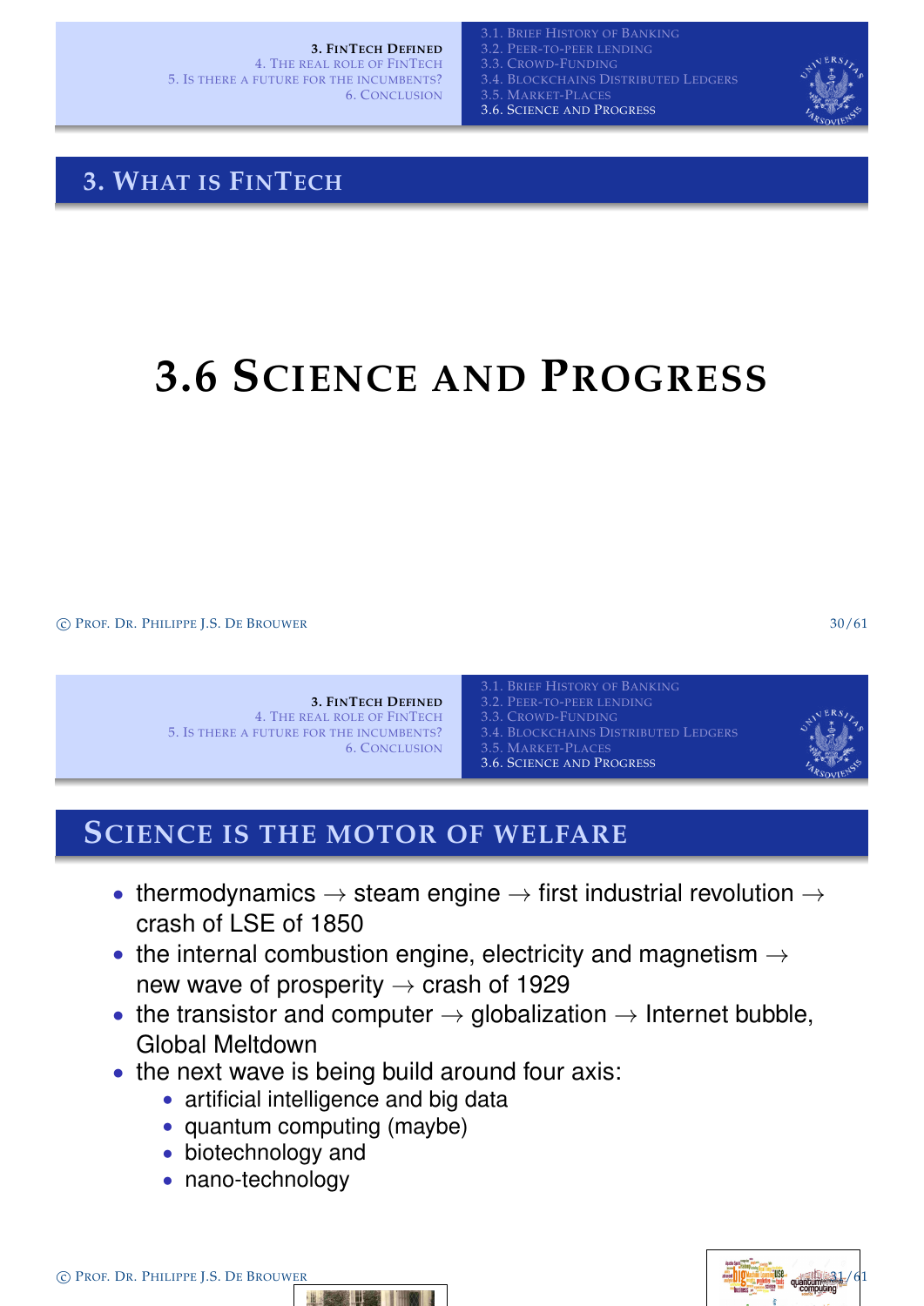## 3. What is FinTech

# 3.6 Science and Progress

## Science is the motor of welfare

- thermodynamics → steam engine → first industrial revolution → crash of LSE of 1850
- the internal combustion engine, electricity and magnetism → new wave of prosperity → crash of 1929
- the transistor and computer → globalization → Internet bubble, Global Meltdown
- the next wave is being build around four axis:
  - artificial intelligence and big data
  - quantum computing (maybe)
  - biotechnology and
  - nano-technology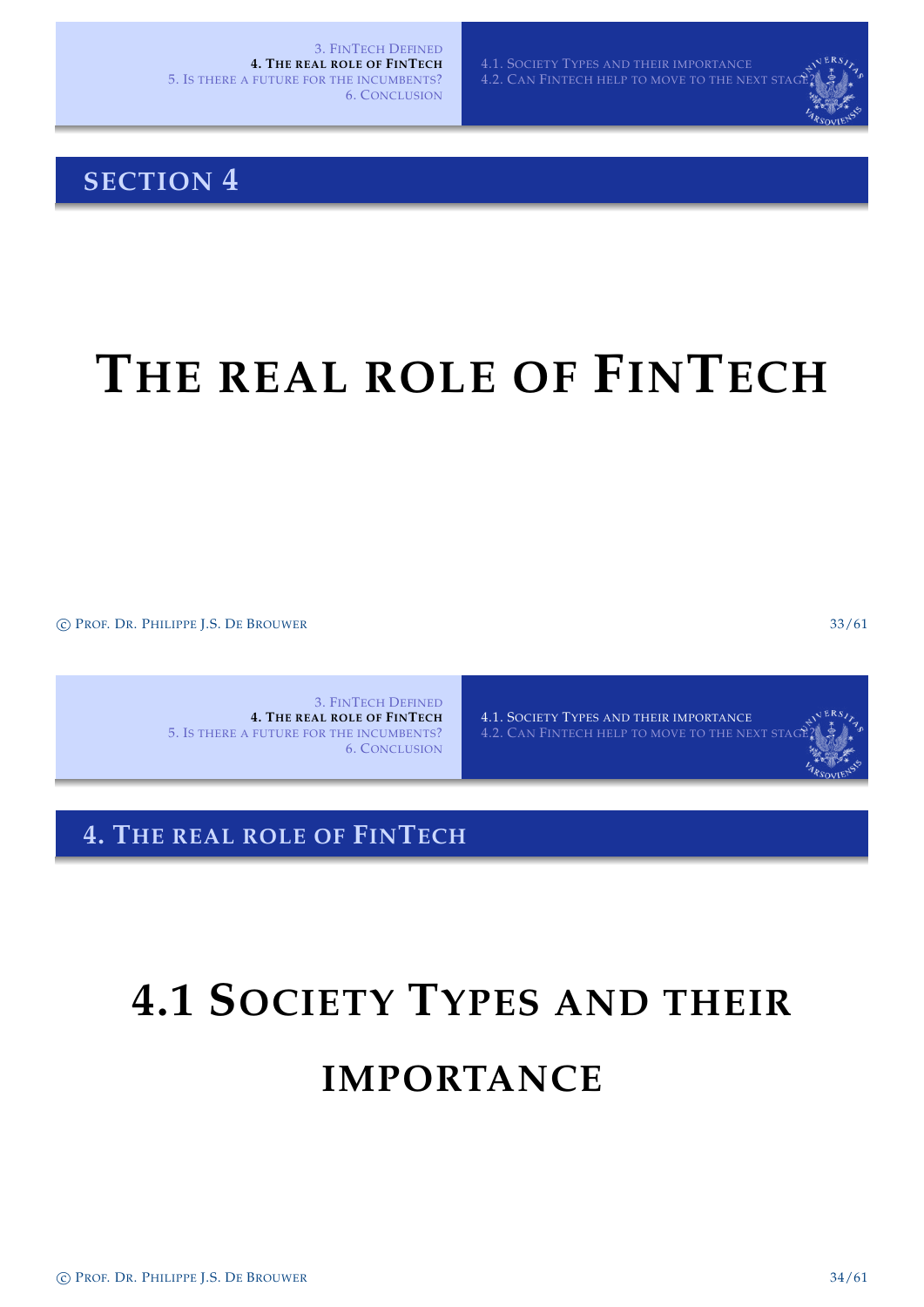## SECTION 4

# THE REAL ROLE OF FINTECH

## 4. THE REAL ROLE OF FINTECH

# 4.1 SOCIETY TYPES AND THEIR IMPORTANCE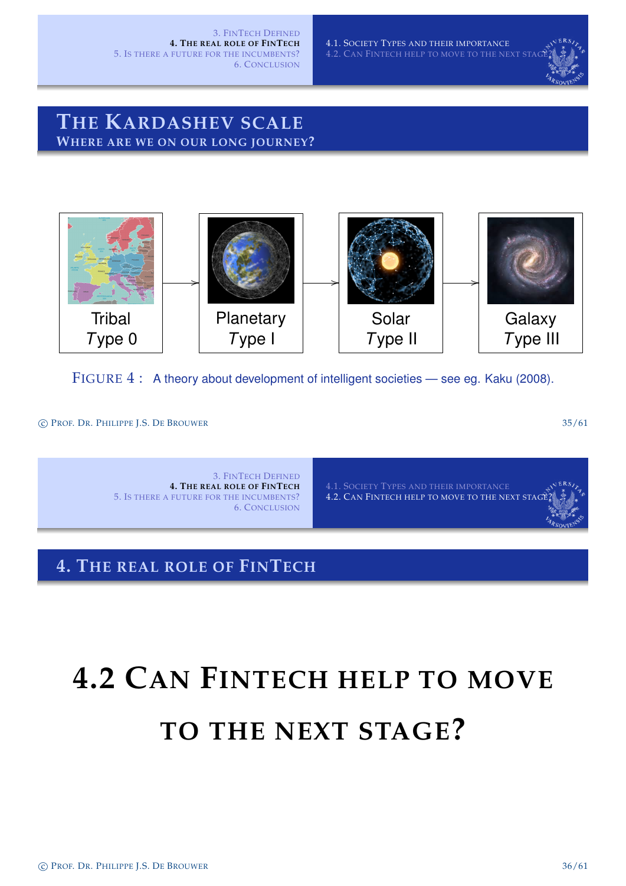## The Kardashev scale

### Where are we on our long journey?

Tribal Type 0 → Planetary Type I → Solar Type II → Galaxy Type III

FIGURE 4 : A theory about development of intelligent societies — see eg. Kaku (2008).

## 4. The real role of FinTech

# 4.2 Can FinTech help to move to the next stage?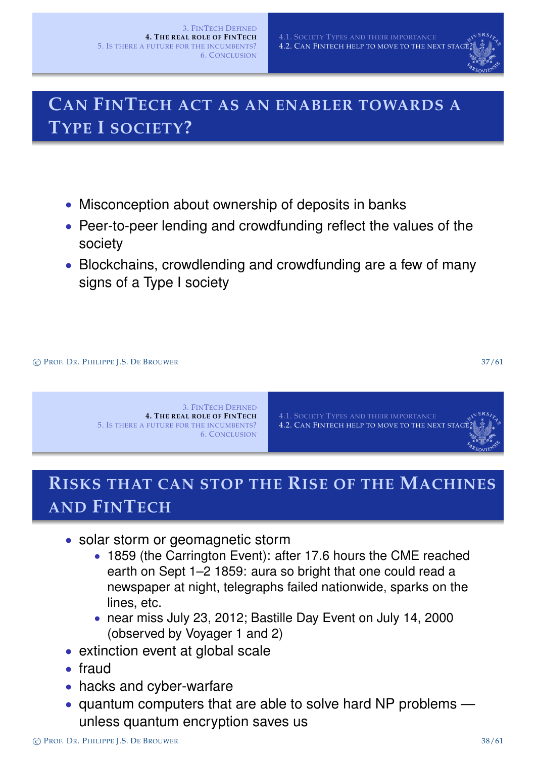## Can FinTech act as an enabler towards a Type I society?

- Misconception about ownership of deposits in banks
- Peer-to-peer lending and crowdfunding reflect the values of the society
- Blockchains, crowdlending and crowdfunding are a few of many signs of a Type I society

## Risks that can stop the Rise of the Machines and FinTech

- solar storm or geomagnetic storm
  - 1859 (the Carrington Event): after 17.6 hours the CME reached earth on Sept 1–2 1859: aura so bright that one could read a newspaper at night, telegraphs failed nationwide, sparks on the lines, etc.
  - near miss July 23, 2012; Bastille Day Event on July 14, 2000 (observed by Voyager 1 and 2)
- extinction event at global scale
- fraud
- hacks and cyber-warfare
- quantum computers that are able to solve hard NP problems — unless quantum encryption saves us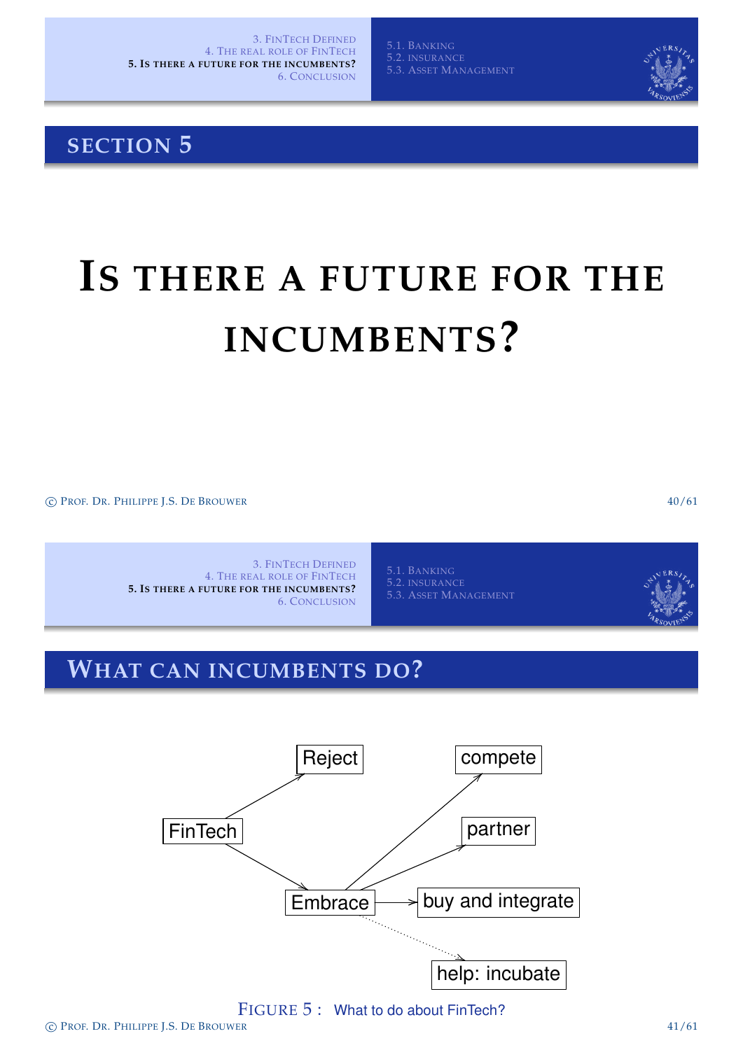## SECTION 5

# IS THERE A FUTURE FOR THE INCUMBENTS?

## WHAT CAN INCUMBENTS DO?

FinTech → Reject

FinTech → Embrace

Embrace → compete

Embrace → partner

Embrace → buy and integrate

Embrace ⇢ help: incubate

FIGURE 5 : What to do about FinTech?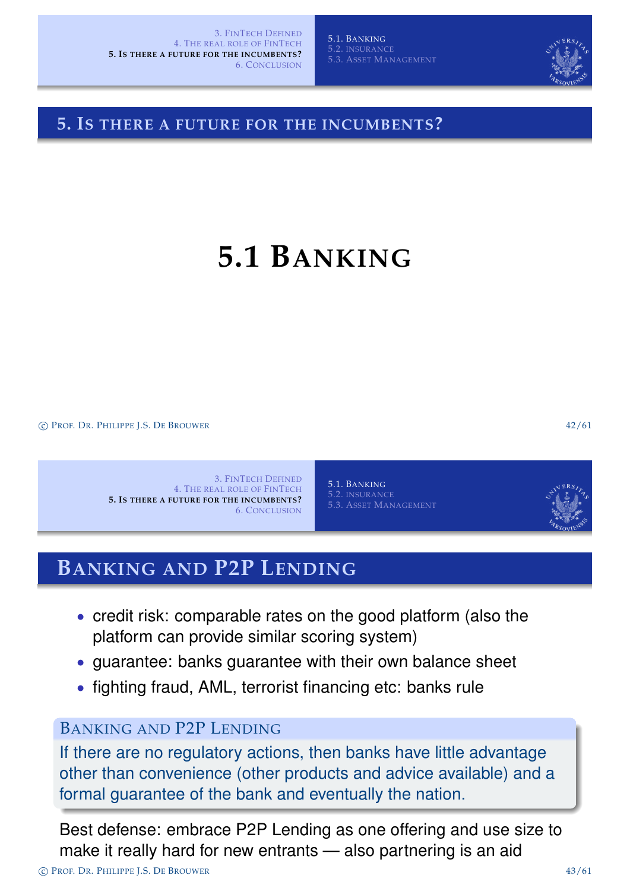# 5. Is there a future for the incumbents?

## 5.1 Banking

## Banking and P2P Lending

- credit risk: comparable rates on the good platform (also the platform can provide similar scoring system)
- guarantee: banks guarantee with their own balance sheet
- fighting fraud, AML, terrorist financing etc: banks rule

**Banking and P2P Lending**

If there are no regulatory actions, then banks have little advantage other than convenience (other products and advice available) and a formal guarantee of the bank and eventually the nation.

Best defense: embrace P2P Lending as one offering and use size to make it really hard for new entrants — also partnering is an aid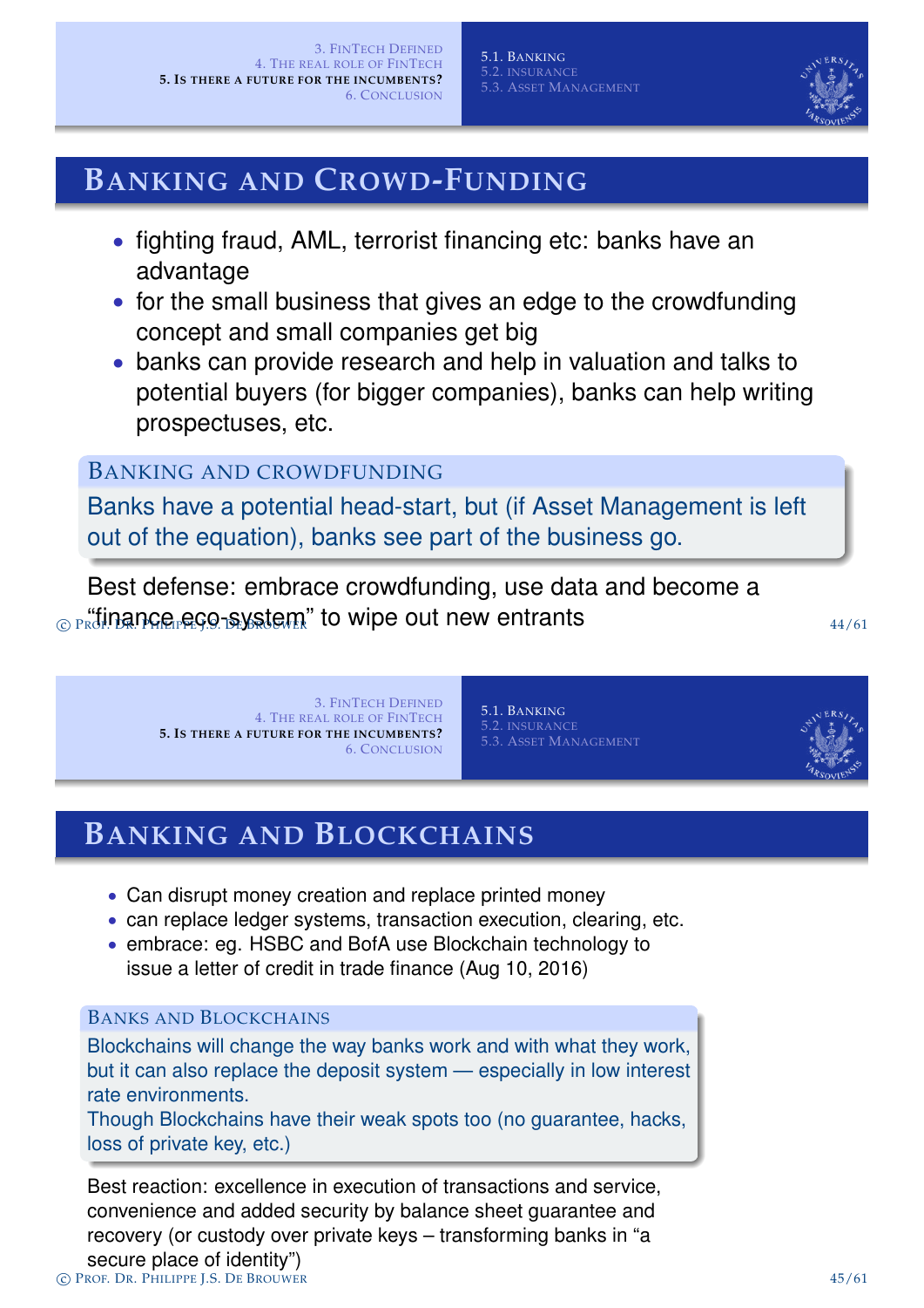## Banking and Crowd-Funding

- fighting fraud, AML, terrorist financing etc: banks have an advantage
- for the small business that gives an edge to the crowdfunding concept and small companies get big
- banks can provide research and help in valuation and talks to potential buyers (for bigger companies), banks can help writing prospectuses, etc.

**Banking and crowdfunding**

Banks have a potential head-start, but (if Asset Management is left out of the equation), banks see part of the business go.

Best defense: embrace crowdfunding, use data and become a "finance eco-system" to wipe out new entrants

## Banking and Blockchains

- Can disrupt money creation and replace printed money
- can replace ledger systems, transaction execution, clearing, etc.
- embrace: eg. HSBC and BofA use Blockchain technology to issue a letter of credit in trade finance (Aug 10, 2016)

**Banks and Blockchains**

Blockchains will change the way banks work and with what they work, but it can also replace the deposit system — especially in low interest rate environments.
Though Blockchains have their weak spots too (no guarantee, hacks, loss of private key, etc.)

Best reaction: excellence in execution of transactions and service, convenience and added security by balance sheet guarantee and recovery (or custody over private keys – transforming banks in "a secure place of identity")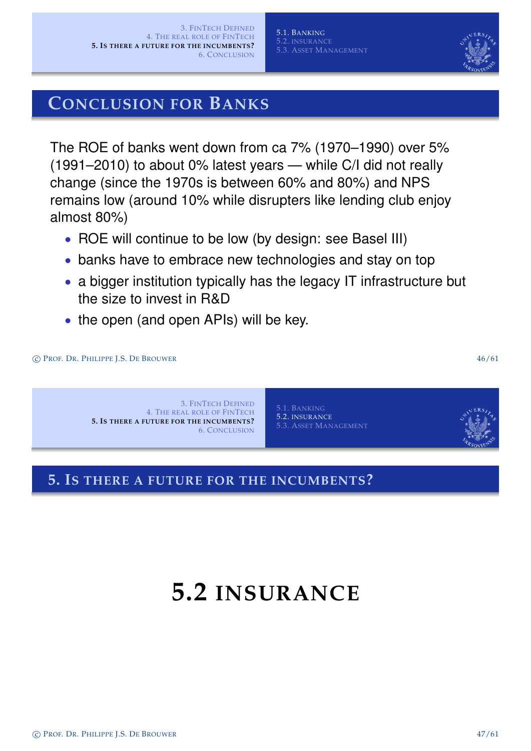## Conclusion for Banks

The ROE of banks went down from ca 7% (1970–1990) over 5% (1991–2010) to about 0% latest years — while C/I did not really change (since the 1970s is between 60% and 80%) and NPS remains low (around 10% while disrupters like lending club enjoy almost 80%)

- ROE will continue to be low (by design: see Basel III)
- banks have to embrace new technologies and stay on top
- a bigger institution typically has the legacy IT infrastructure but the size to invest in R&D
- the open (and open APIs) will be key.

## 5. Is there a future for the incumbents?

# 5.2 Insurance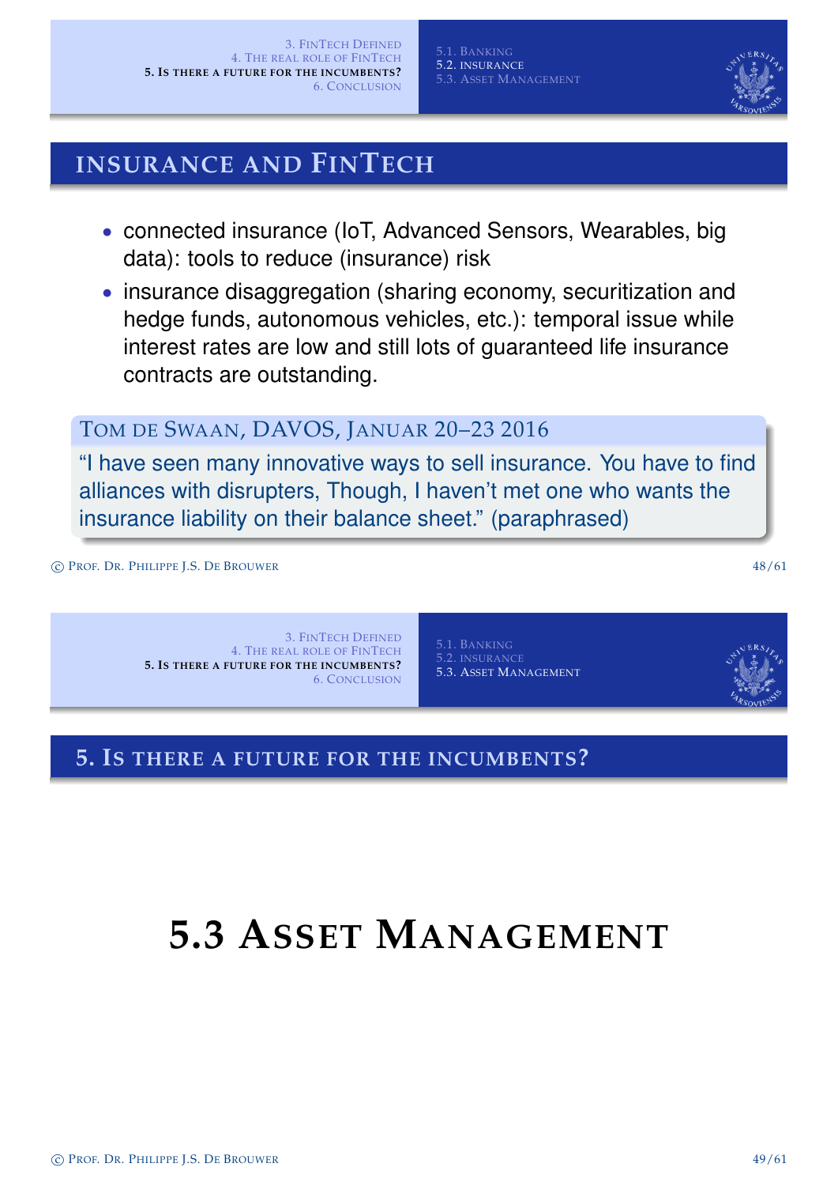## Insurance and FinTech

- connected insurance (IoT, Advanced Sensors, Wearables, big data): tools to reduce (insurance) risk
- insurance disaggregation (sharing economy, securitization and hedge funds, autonomous vehicles, etc.): temporal issue while interest rates are low and still lots of guaranteed life insurance contracts are outstanding.

**Tom de Swaan, DAVOS, Januar 20–23 2016**

"I have seen many innovative ways to sell insurance. You have to find alliances with disrupters, Though, I haven't met one who wants the insurance liability on their balance sheet." (paraphrased)

## 5. Is there a future for the incumbents?

# 5.3 Asset Management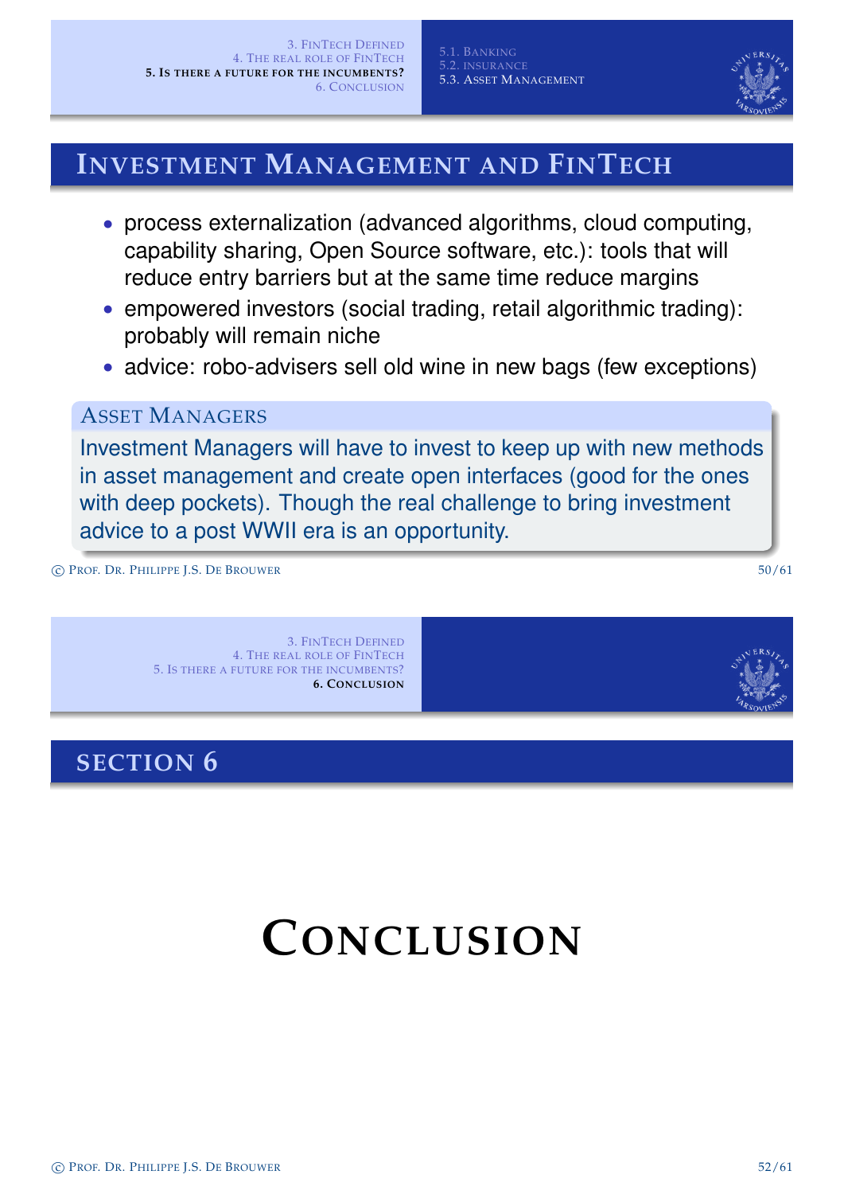## Investment Management and FinTech

- process externalization (advanced algorithms, cloud computing, capability sharing, Open Source software, etc.): tools that will reduce entry barriers but at the same time reduce margins
- empowered investors (social trading, retail algorithmic trading): probably will remain niche
- advice: robo-advisers sell old wine in new bags (few exceptions)

### Asset Managers

Investment Managers will have to invest to keep up with new methods in asset management and create open interfaces (good for the ones with deep pockets). Though the real challenge to bring investment advice to a post WWII era is an opportunity.

## Section 6

# Conclusion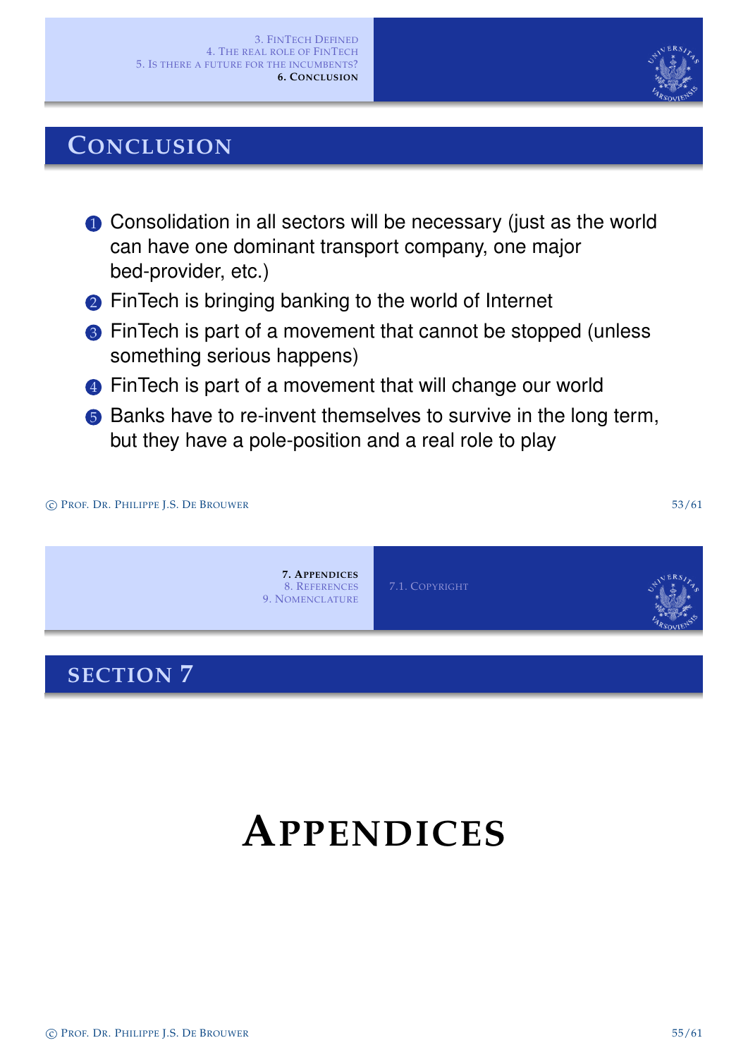## Conclusion

1. Consolidation in all sectors will be necessary (just as the world can have one dominant transport company, one major bed-provider, etc.)
2. FinTech is bringing banking to the world of Internet
3. FinTech is part of a movement that cannot be stopped (unless something serious happens)
4. FinTech is part of a movement that will change our world
5. Banks have to re-invent themselves to survive in the long term, but they have a pole-position and a real role to play

## Section 7

# Appendices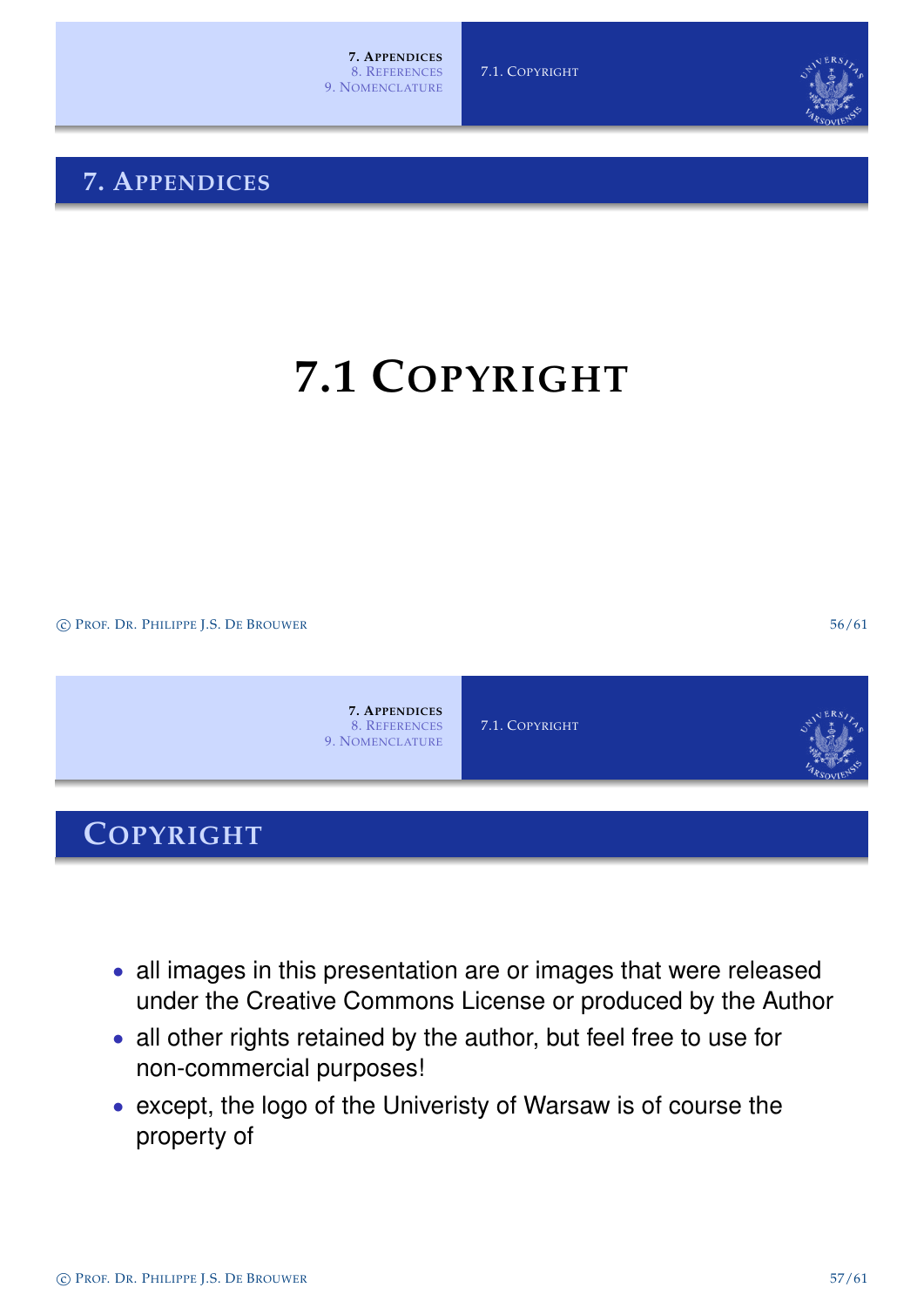# 7. Appendices

## 7.1 Copyright

## Copyright

- all images in this presentation are or images that were released under the Creative Commons License or produced by the Author
- all other rights retained by the author, but feel free to use for non-commercial purposes!
- except, the logo of the Univeristy of Warsaw is of course the property of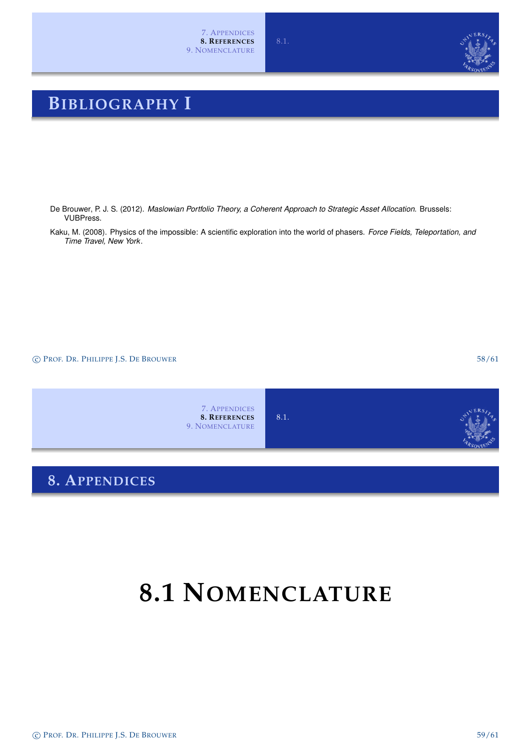## Bibliography I

De Brouwer, P. J. S. (2012). *Maslowian Portfolio Theory, a Coherent Approach to Strategic Asset Allocation.* Brussels: VUBPress.

Kaku, M. (2008). Physics of the impossible: A scientific exploration into the world of phasers. *Force Fields, Teleportation, and Time Travel, New York*.

## 8. Appendices

# 8.1 Nomenclature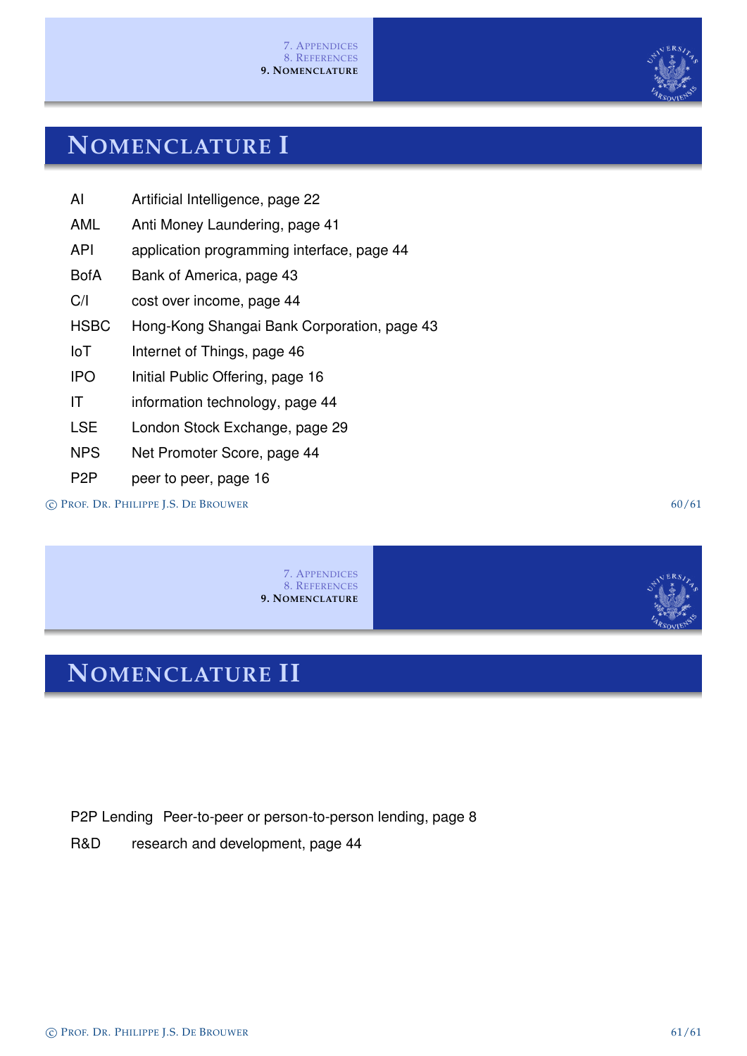# Nomenclature I

| | |
|---|---|
| AI | Artificial Intelligence, page 22 |
| AML | Anti Money Laundering, page 41 |
| API | application programming interface, page 44 |
| BofA | Bank of America, page 43 |
| C/I | cost over income, page 44 |
| HSBC | Hong-Kong Shangai Bank Corporation, page 43 |
| IoT | Internet of Things, page 46 |
| IPO | Initial Public Offering, page 16 |
| IT | information technology, page 44 |
| LSE | London Stock Exchange, page 29 |
| NPS | Net Promoter Score, page 44 |
| P2P | peer to peer, page 16 |

# Nomenclature II

| | |
|---|---|
| P2P Lending | Peer-to-peer or person-to-person lending, page 8 |
| R&D | research and development, page 44 |